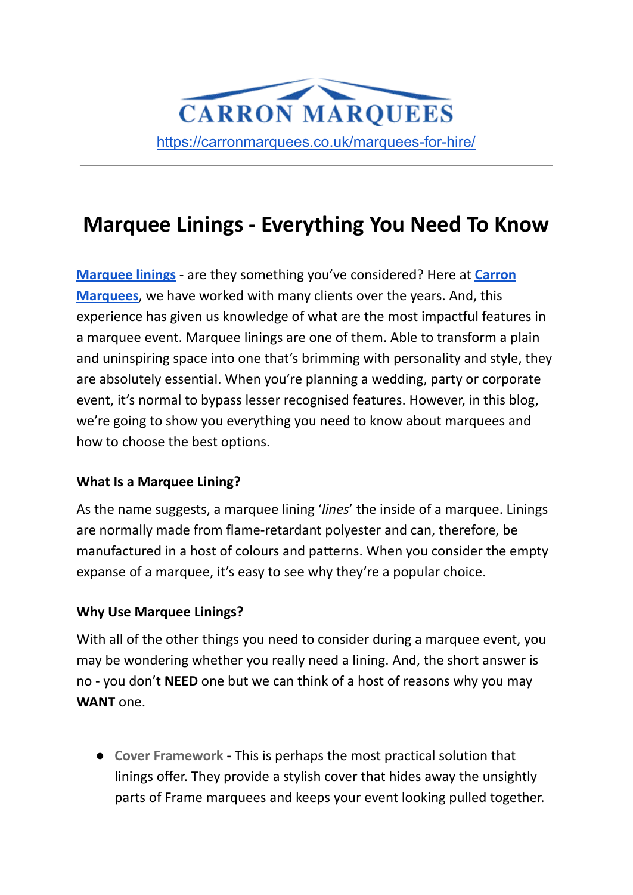CARRON MARQUEES

https://carronmarquees.co.uk/marquees-for-hire/

---

# Marquee Linings - Everything You Need To Know

**Marquee linings** - are they something you've considered? Here at **Carron Marquees**, we have worked with many clients over the years. And, this experience has given us knowledge of what are the most impactful features in a marquee event. Marquee linings are one of them. Able to transform a plain and uninspiring space into one that's brimming with personality and style, they are absolutely essential. When you're planning a wedding, party or corporate event, it's normal to bypass lesser recognised features. However, in this blog, we're going to show you everything you need to know about marquees and how to choose the best options.

### What Is a Marquee Lining?

As the name suggests, a marquee lining '*lines*' the inside of a marquee. Linings are normally made from flame-retardant polyester and can, therefore, be manufactured in a host of colours and patterns. When you consider the empty expanse of a marquee, it's easy to see why they're a popular choice.

### Why Use Marquee Linings?

With all of the other things you need to consider during a marquee event, you may be wondering whether you really need a lining. And, the short answer is no - you don't **NEED** one but we can think of a host of reasons why you may **WANT** one.

- **Cover Framework -** This is perhaps the most practical solution that linings offer. They provide a stylish cover that hides away the unsightly parts of Frame marquees and keeps your event looking pulled together.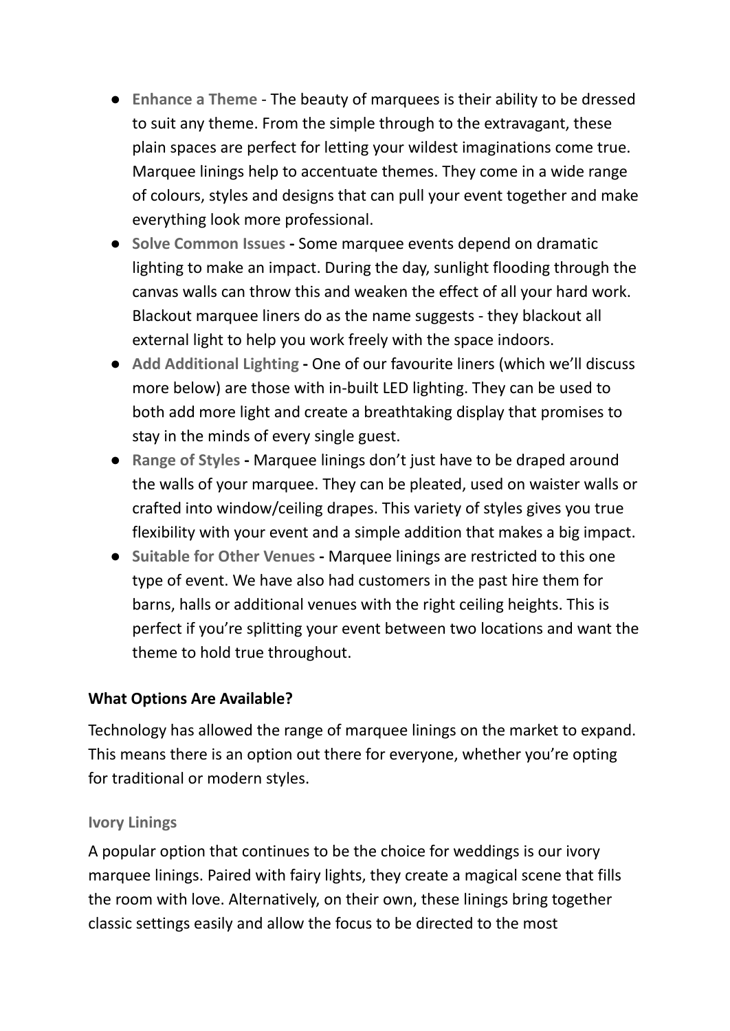- **Enhance a Theme** - The beauty of marquees is their ability to be dressed to suit any theme. From the simple through to the extravagant, these plain spaces are perfect for letting your wildest imaginations come true. Marquee linings help to accentuate themes. They come in a wide range of colours, styles and designs that can pull your event together and make everything look more professional.
- **Solve Common Issues -** Some marquee events depend on dramatic lighting to make an impact. During the day, sunlight flooding through the canvas walls can throw this and weaken the effect of all your hard work. Blackout marquee liners do as the name suggests - they blackout all external light to help you work freely with the space indoors.
- **Add Additional Lighting -** One of our favourite liners (which we'll discuss more below) are those with in-built LED lighting. They can be used to both add more light and create a breathtaking display that promises to stay in the minds of every single guest.
- **Range of Styles -** Marquee linings don't just have to be draped around the walls of your marquee. They can be pleated, used on waister walls or crafted into window/ceiling drapes. This variety of styles gives you true flexibility with your event and a simple addition that makes a big impact.
- **Suitable for Other Venues -** Marquee linings are restricted to this one type of event. We have also had customers in the past hire them for barns, halls or additional venues with the right ceiling heights. This is perfect if you're splitting your event between two locations and want the theme to hold true throughout.

**What Options Are Available?**

Technology has allowed the range of marquee linings on the market to expand. This means there is an option out there for everyone, whether you're opting for traditional or modern styles.

**Ivory Linings**

A popular option that continues to be the choice for weddings is our ivory marquee linings. Paired with fairy lights, they create a magical scene that fills the room with love. Alternatively, on their own, these linings bring together classic settings easily and allow the focus to be directed to the most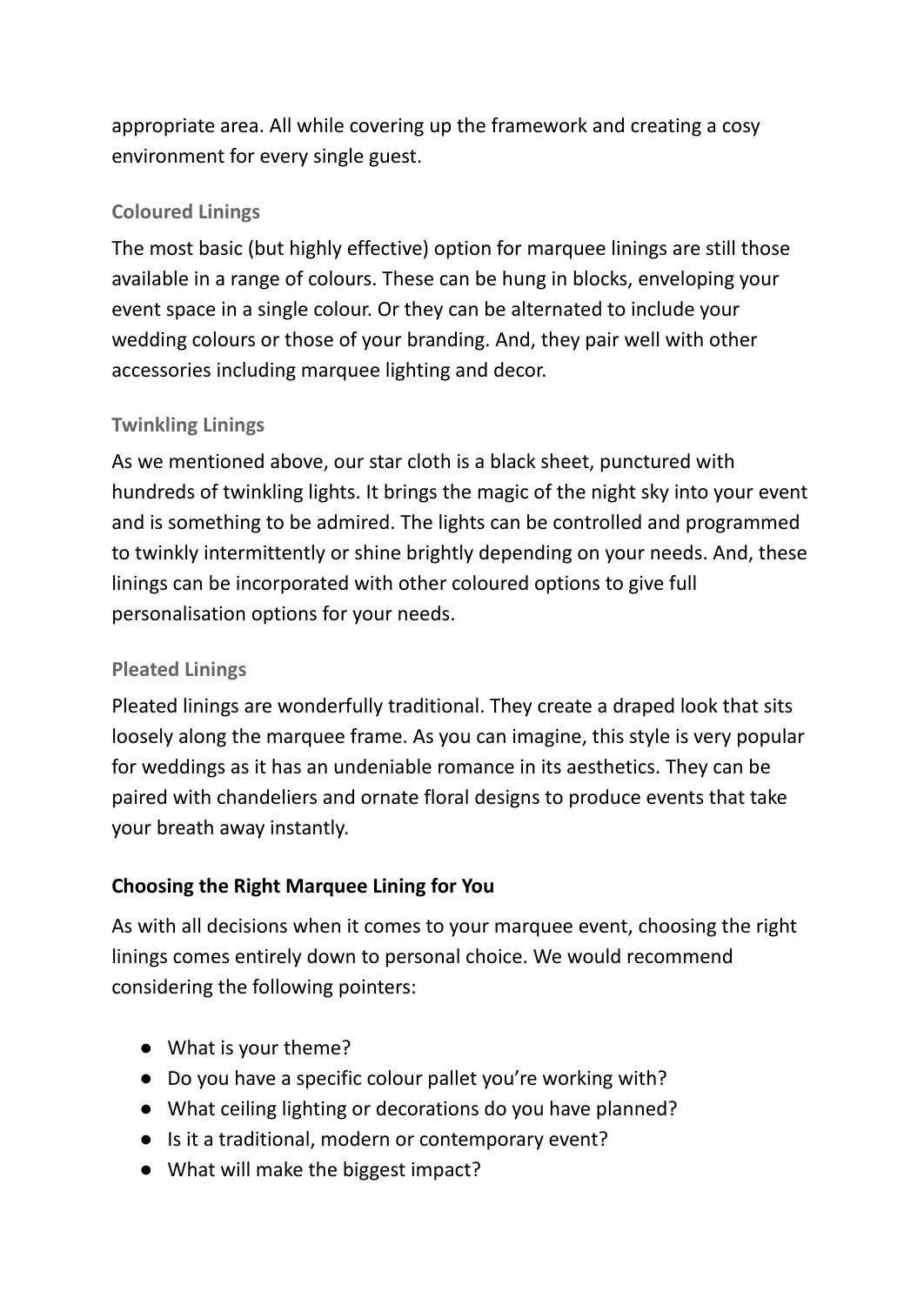appropriate area. All while covering up the framework and creating a cosy environment for every single guest.

### Coloured Linings

The most basic (but highly effective) option for marquee linings are still those available in a range of colours. These can be hung in blocks, enveloping your event space in a single colour. Or they can be alternated to include your wedding colours or those of your branding. And, they pair well with other accessories including marquee lighting and decor.

### Twinkling Linings

As we mentioned above, our star cloth is a black sheet, punctured with hundreds of twinkling lights. It brings the magic of the night sky into your event and is something to be admired. The lights can be controlled and programmed to twinkly intermittently or shine brightly depending on your needs. And, these linings can be incorporated with other coloured options to give full personalisation options for your needs.

### Pleated Linings

Pleated linings are wonderfully traditional. They create a draped look that sits loosely along the marquee frame. As you can imagine, this style is very popular for weddings as it has an undeniable romance in its aesthetics. They can be paired with chandeliers and ornate floral designs to produce events that take your breath away instantly.

## Choosing the Right Marquee Lining for You

As with all decisions when it comes to your marquee event, choosing the right linings comes entirely down to personal choice. We would recommend considering the following pointers:

- What is your theme?
- Do you have a specific colour pallet you're working with?
- What ceiling lighting or decorations do you have planned?
- Is it a traditional, modern or contemporary event?
- What will make the biggest impact?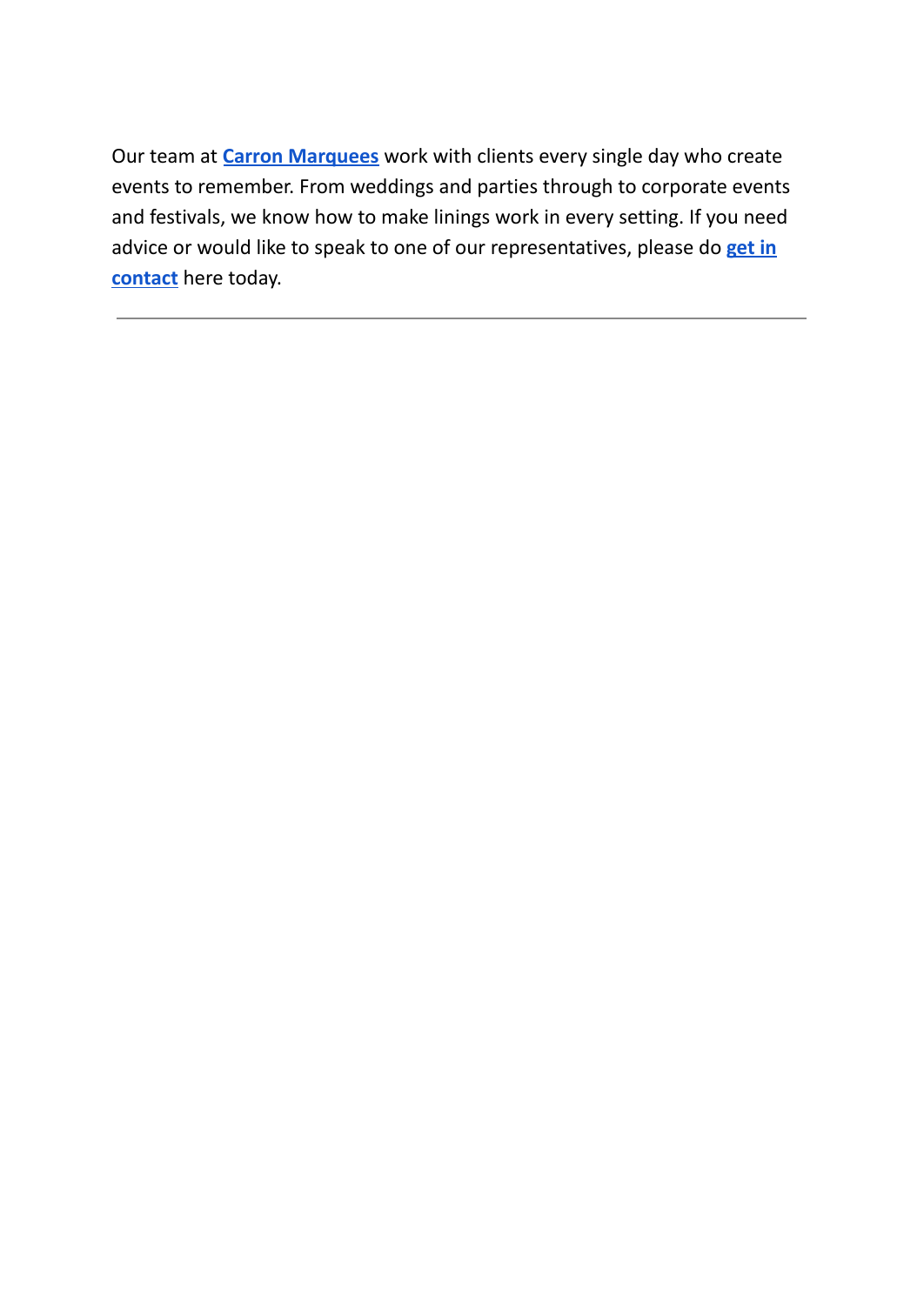Our team at **Carron Marquees** work with clients every single day who create events to remember. From weddings and parties through to corporate events and festivals, we know how to make linings work in every setting. If you need advice or would like to speak to one of our representatives, please do **get in contact** here today.

---